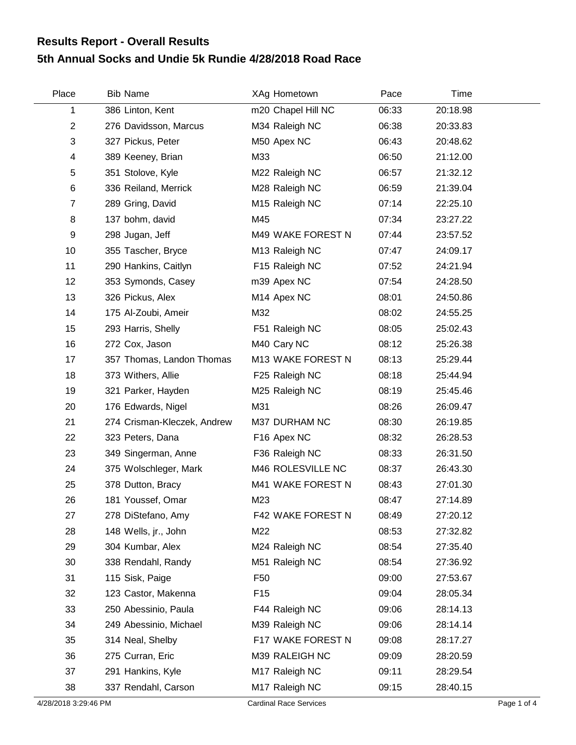# Results Report - Overall Results

## 5th Annual Socks and Undie 5k Rundie 4/28/2018 Road Race

| Place | Bib | Name | XAg | Hometown | Pace | Time |
|---|---|---|---|---|---|---|
| 1 | 386 | Linton, Kent | m20 | Chapel Hill NC | 06:33 | 20:18.98 |
| 2 | 276 | Davidsson, Marcus | M34 | Raleigh NC | 06:38 | 20:33.83 |
| 3 | 327 | Pickus, Peter | M50 | Apex NC | 06:43 | 20:48.62 |
| 4 | 389 | Keeney, Brian | M33 | | 06:50 | 21:12.00 |
| 5 | 351 | Stolove, Kyle | M22 | Raleigh NC | 06:57 | 21:32.12 |
| 6 | 336 | Reiland, Merrick | M28 | Raleigh NC | 06:59 | 21:39.04 |
| 7 | 289 | Gring, David | M15 | Raleigh NC | 07:14 | 22:25.10 |
| 8 | 137 | bohm, david | M45 | | 07:34 | 23:27.22 |
| 9 | 298 | Jugan, Jeff | M49 | WAKE FOREST N | 07:44 | 23:57.52 |
| 10 | 355 | Tascher, Bryce | M13 | Raleigh NC | 07:47 | 24:09.17 |
| 11 | 290 | Hankins, Caitlyn | F15 | Raleigh NC | 07:52 | 24:21.94 |
| 12 | 353 | Symonds, Casey | m39 | Apex NC | 07:54 | 24:28.50 |
| 13 | 326 | Pickus, Alex | M14 | Apex NC | 08:01 | 24:50.86 |
| 14 | 175 | Al-Zoubi, Ameir | M32 | | 08:02 | 24:55.25 |
| 15 | 293 | Harris, Shelly | F51 | Raleigh NC | 08:05 | 25:02.43 |
| 16 | 272 | Cox, Jason | M40 | Cary NC | 08:12 | 25:26.38 |
| 17 | 357 | Thomas, Landon Thomas | M13 | WAKE FOREST N | 08:13 | 25:29.44 |
| 18 | 373 | Withers, Allie | F25 | Raleigh NC | 08:18 | 25:44.94 |
| 19 | 321 | Parker, Hayden | M25 | Raleigh NC | 08:19 | 25:45.46 |
| 20 | 176 | Edwards, Nigel | M31 | | 08:26 | 26:09.47 |
| 21 | 274 | Crisman-Kleczek, Andrew | M37 | DURHAM NC | 08:30 | 26:19.85 |
| 22 | 323 | Peters, Dana | F16 | Apex NC | 08:32 | 26:28.53 |
| 23 | 349 | Singerman, Anne | F36 | Raleigh NC | 08:33 | 26:31.50 |
| 24 | 375 | Wolschleger, Mark | M46 | ROLESVILLE NC | 08:37 | 26:43.30 |
| 25 | 378 | Dutton, Bracy | M41 | WAKE FOREST N | 08:43 | 27:01.30 |
| 26 | 181 | Youssef, Omar | M23 | | 08:47 | 27:14.89 |
| 27 | 278 | DiStefano, Amy | F42 | WAKE FOREST N | 08:49 | 27:20.12 |
| 28 | 148 | Wells, jr., John | M22 | | 08:53 | 27:32.82 |
| 29 | 304 | Kumbar, Alex | M24 | Raleigh NC | 08:54 | 27:35.40 |
| 30 | 338 | Rendahl, Randy | M51 | Raleigh NC | 08:54 | 27:36.92 |
| 31 | 115 | Sisk, Paige | F50 | | 09:00 | 27:53.67 |
| 32 | 123 | Castor, Makenna | F15 | | 09:04 | 28:05.34 |
| 33 | 250 | Abessinio, Paula | F44 | Raleigh NC | 09:06 | 28:14.13 |
| 34 | 249 | Abessinio, Michael | M39 | Raleigh NC | 09:06 | 28:14.14 |
| 35 | 314 | Neal, Shelby | F17 | WAKE FOREST N | 09:08 | 28:17.27 |
| 36 | 275 | Curran, Eric | M39 | RALEIGH NC | 09:09 | 28:20.59 |
| 37 | 291 | Hankins, Kyle | M17 | Raleigh NC | 09:11 | 28:29.54 |
| 38 | 337 | Rendahl, Carson | M17 | Raleigh NC | 09:15 | 28:40.15 |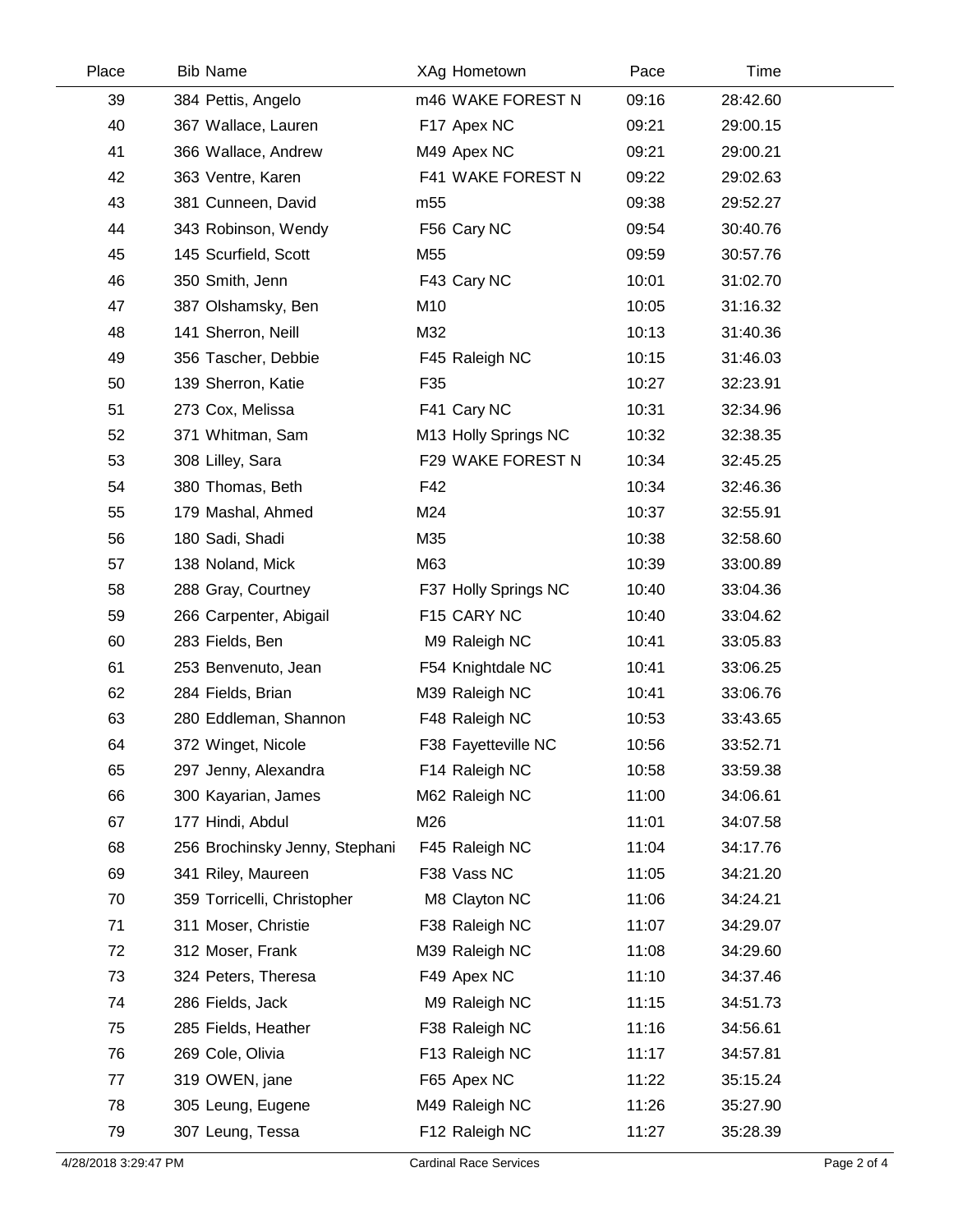| Place | Bib | Name | XAg | Hometown | Pace | Time |
|---|---|---|---|---|---|---|
| 39 | 384 | Pettis, Angelo | m46 | WAKE FOREST N | 09:16 | 28:42.60 |
| 40 | 367 | Wallace, Lauren | F17 | Apex NC | 09:21 | 29:00.15 |
| 41 | 366 | Wallace, Andrew | M49 | Apex NC | 09:21 | 29:00.21 |
| 42 | 363 | Ventre, Karen | F41 | WAKE FOREST N | 09:22 | 29:02.63 |
| 43 | 381 | Cunneen, David | m55 | | 09:38 | 29:52.27 |
| 44 | 343 | Robinson, Wendy | F56 | Cary NC | 09:54 | 30:40.76 |
| 45 | 145 | Scurfield, Scott | M55 | | 09:59 | 30:57.76 |
| 46 | 350 | Smith, Jenn | F43 | Cary NC | 10:01 | 31:02.70 |
| 47 | 387 | Olshamsky, Ben | M10 | | 10:05 | 31:16.32 |
| 48 | 141 | Sherron, Neill | M32 | | 10:13 | 31:40.36 |
| 49 | 356 | Tascher, Debbie | F45 | Raleigh NC | 10:15 | 31:46.03 |
| 50 | 139 | Sherron, Katie | F35 | | 10:27 | 32:23.91 |
| 51 | 273 | Cox, Melissa | F41 | Cary NC | 10:31 | 32:34.96 |
| 52 | 371 | Whitman, Sam | M13 | Holly Springs NC | 10:32 | 32:38.35 |
| 53 | 308 | Lilley, Sara | F29 | WAKE FOREST N | 10:34 | 32:45.25 |
| 54 | 380 | Thomas, Beth | F42 | | 10:34 | 32:46.36 |
| 55 | 179 | Mashal, Ahmed | M24 | | 10:37 | 32:55.91 |
| 56 | 180 | Sadi, Shadi | M35 | | 10:38 | 32:58.60 |
| 57 | 138 | Noland, Mick | M63 | | 10:39 | 33:00.89 |
| 58 | 288 | Gray, Courtney | F37 | Holly Springs NC | 10:40 | 33:04.36 |
| 59 | 266 | Carpenter, Abigail | F15 | CARY NC | 10:40 | 33:04.62 |
| 60 | 283 | Fields, Ben | M9 | Raleigh NC | 10:41 | 33:05.83 |
| 61 | 253 | Benvenuto, Jean | F54 | Knightdale NC | 10:41 | 33:06.25 |
| 62 | 284 | Fields, Brian | M39 | Raleigh NC | 10:41 | 33:06.76 |
| 63 | 280 | Eddleman, Shannon | F48 | Raleigh NC | 10:53 | 33:43.65 |
| 64 | 372 | Winget, Nicole | F38 | Fayetteville NC | 10:56 | 33:52.71 |
| 65 | 297 | Jenny, Alexandra | F14 | Raleigh NC | 10:58 | 33:59.38 |
| 66 | 300 | Kayarian, James | M62 | Raleigh NC | 11:00 | 34:06.61 |
| 67 | 177 | Hindi, Abdul | M26 | | 11:01 | 34:07.58 |
| 68 | 256 | Brochinsky Jenny, Stephani | F45 | Raleigh NC | 11:04 | 34:17.76 |
| 69 | 341 | Riley, Maureen | F38 | Vass NC | 11:05 | 34:21.20 |
| 70 | 359 | Torricelli, Christopher | M8 | Clayton NC | 11:06 | 34:24.21 |
| 71 | 311 | Moser, Christie | F38 | Raleigh NC | 11:07 | 34:29.07 |
| 72 | 312 | Moser, Frank | M39 | Raleigh NC | 11:08 | 34:29.60 |
| 73 | 324 | Peters, Theresa | F49 | Apex NC | 11:10 | 34:37.46 |
| 74 | 286 | Fields, Jack | M9 | Raleigh NC | 11:15 | 34:51.73 |
| 75 | 285 | Fields, Heather | F38 | Raleigh NC | 11:16 | 34:56.61 |
| 76 | 269 | Cole, Olivia | F13 | Raleigh NC | 11:17 | 34:57.81 |
| 77 | 319 | OWEN, jane | F65 | Apex NC | 11:22 | 35:15.24 |
| 78 | 305 | Leung, Eugene | M49 | Raleigh NC | 11:26 | 35:27.90 |
| 79 | 307 | Leung, Tessa | F12 | Raleigh NC | 11:27 | 35:28.39 |

4/28/2018 3:29:47 PM Cardinal Race Services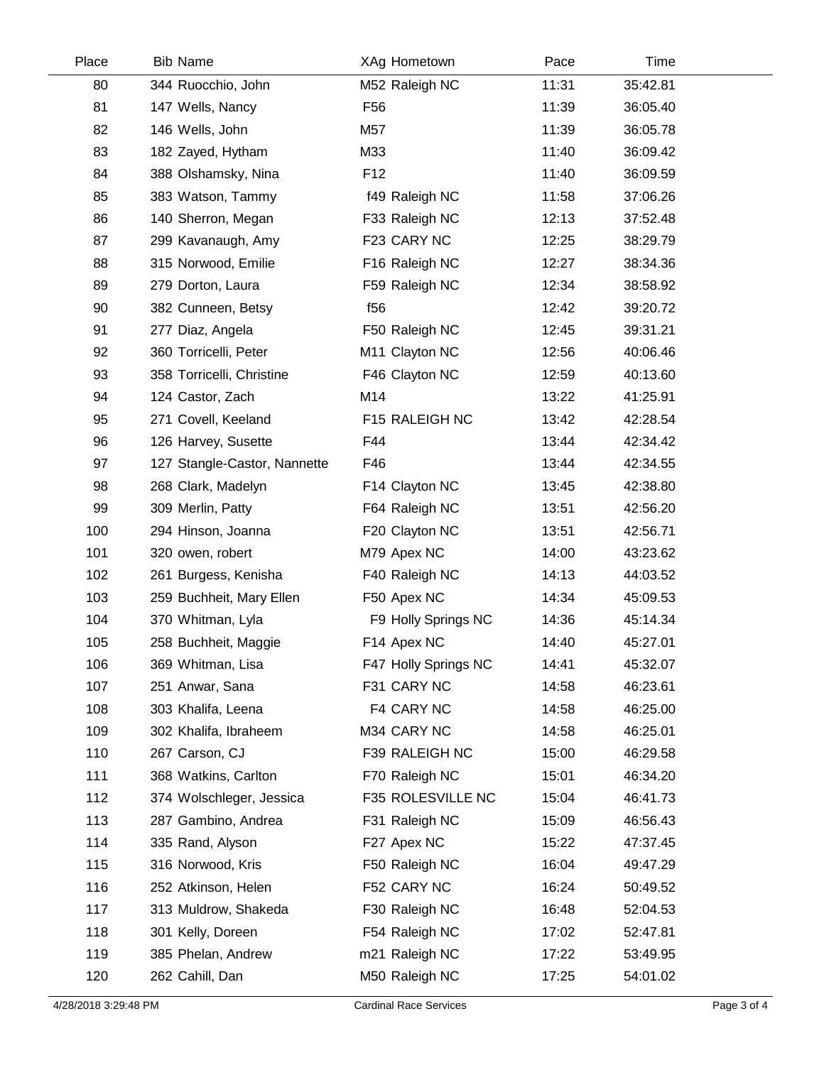| Place | Bib | Name | XAg | Hometown | Pace | Time |
|---|---|---|---|---|---|---|
| 80 | 344 | Ruocchio, John | M52 | Raleigh NC | 11:31 | 35:42.81 |
| 81 | 147 | Wells, Nancy | F56 | | 11:39 | 36:05.40 |
| 82 | 146 | Wells, John | M57 | | 11:39 | 36:05.78 |
| 83 | 182 | Zayed, Hytham | M33 | | 11:40 | 36:09.42 |
| 84 | 388 | Olshamsky, Nina | F12 | | 11:40 | 36:09.59 |
| 85 | 383 | Watson, Tammy | f49 | Raleigh NC | 11:58 | 37:06.26 |
| 86 | 140 | Sherron, Megan | F33 | Raleigh NC | 12:13 | 37:52.48 |
| 87 | 299 | Kavanaugh, Amy | F23 | CARY NC | 12:25 | 38:29.79 |
| 88 | 315 | Norwood, Emilie | F16 | Raleigh NC | 12:27 | 38:34.36 |
| 89 | 279 | Dorton, Laura | F59 | Raleigh NC | 12:34 | 38:58.92 |
| 90 | 382 | Cunneen, Betsy | f56 | | 12:42 | 39:20.72 |
| 91 | 277 | Diaz, Angela | F50 | Raleigh NC | 12:45 | 39:31.21 |
| 92 | 360 | Torricelli, Peter | M11 | Clayton NC | 12:56 | 40:06.46 |
| 93 | 358 | Torricelli, Christine | F46 | Clayton NC | 12:59 | 40:13.60 |
| 94 | 124 | Castor, Zach | M14 | | 13:22 | 41:25.91 |
| 95 | 271 | Covell, Keeland | F15 | RALEIGH NC | 13:42 | 42:28.54 |
| 96 | 126 | Harvey, Susette | F44 | | 13:44 | 42:34.42 |
| 97 | 127 | Stangle-Castor, Nannette | F46 | | 13:44 | 42:34.55 |
| 98 | 268 | Clark, Madelyn | F14 | Clayton NC | 13:45 | 42:38.80 |
| 99 | 309 | Merlin, Patty | F64 | Raleigh NC | 13:51 | 42:56.20 |
| 100 | 294 | Hinson, Joanna | F20 | Clayton NC | 13:51 | 42:56.71 |
| 101 | 320 | owen, robert | M79 | Apex NC | 14:00 | 43:23.62 |
| 102 | 261 | Burgess, Kenisha | F40 | Raleigh NC | 14:13 | 44:03.52 |
| 103 | 259 | Buchheit, Mary Ellen | F50 | Apex NC | 14:34 | 45:09.53 |
| 104 | 370 | Whitman, Lyla | F9 | Holly Springs NC | 14:36 | 45:14.34 |
| 105 | 258 | Buchheit, Maggie | F14 | Apex NC | 14:40 | 45:27.01 |
| 106 | 369 | Whitman, Lisa | F47 | Holly Springs NC | 14:41 | 45:32.07 |
| 107 | 251 | Anwar, Sana | F31 | CARY NC | 14:58 | 46:23.61 |
| 108 | 303 | Khalifa, Leena | F4 | CARY NC | 14:58 | 46:25.00 |
| 109 | 302 | Khalifa, Ibraheem | M34 | CARY NC | 14:58 | 46:25.01 |
| 110 | 267 | Carson, CJ | F39 | RALEIGH NC | 15:00 | 46:29.58 |
| 111 | 368 | Watkins, Carlton | F70 | Raleigh NC | 15:01 | 46:34.20 |
| 112 | 374 | Wolschleger, Jessica | F35 | ROLESVILLE NC | 15:04 | 46:41.73 |
| 113 | 287 | Gambino, Andrea | F31 | Raleigh NC | 15:09 | 46:56.43 |
| 114 | 335 | Rand, Alyson | F27 | Apex NC | 15:22 | 47:37.45 |
| 115 | 316 | Norwood, Kris | F50 | Raleigh NC | 16:04 | 49:47.29 |
| 116 | 252 | Atkinson, Helen | F52 | CARY NC | 16:24 | 50:49.52 |
| 117 | 313 | Muldrow, Shakeda | F30 | Raleigh NC | 16:48 | 52:04.53 |
| 118 | 301 | Kelly, Doreen | F54 | Raleigh NC | 17:02 | 52:47.81 |
| 119 | 385 | Phelan, Andrew | m21 | Raleigh NC | 17:22 | 53:49.95 |
| 120 | 262 | Cahill, Dan | M50 | Raleigh NC | 17:25 | 54:01.02 |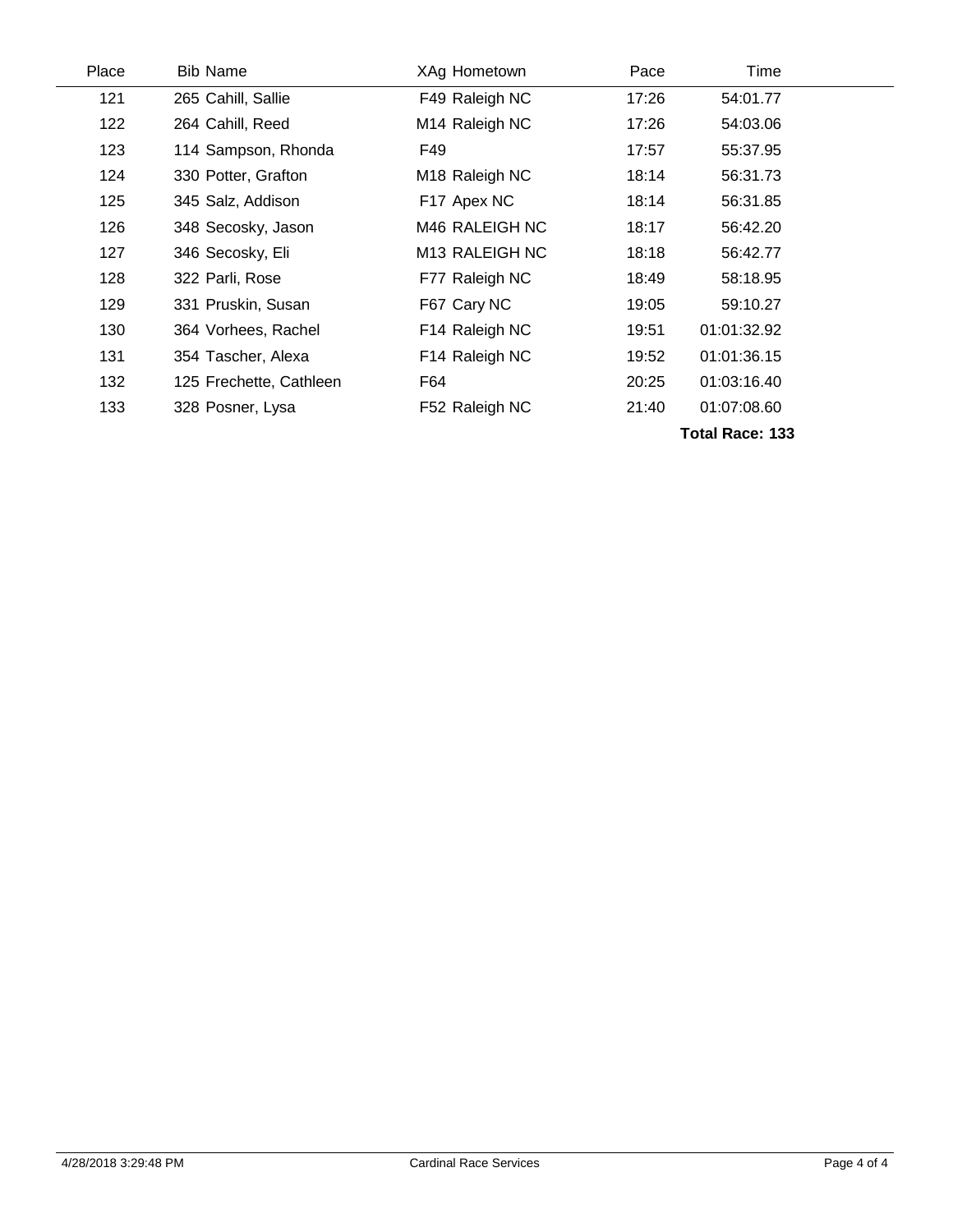| Place | Bib | Name | XAg | Hometown | Pace | Time |
|---|---|---|---|---|---|---|
| 121 | 265 | Cahill, Sallie | F49 | Raleigh NC | 17:26 | 54:01.77 |
| 122 | 264 | Cahill, Reed | M14 | Raleigh NC | 17:26 | 54:03.06 |
| 123 | 114 | Sampson, Rhonda | F49 | | 17:57 | 55:37.95 |
| 124 | 330 | Potter, Grafton | M18 | Raleigh NC | 18:14 | 56:31.73 |
| 125 | 345 | Salz, Addison | F17 | Apex NC | 18:14 | 56:31.85 |
| 126 | 348 | Secosky, Jason | M46 | RALEIGH NC | 18:17 | 56:42.20 |
| 127 | 346 | Secosky, Eli | M13 | RALEIGH NC | 18:18 | 56:42.77 |
| 128 | 322 | Parli, Rose | F77 | Raleigh NC | 18:49 | 58:18.95 |
| 129 | 331 | Pruskin, Susan | F67 | Cary NC | 19:05 | 59:10.27 |
| 130 | 364 | Vorhees, Rachel | F14 | Raleigh NC | 19:51 | 01:01:32.92 |
| 131 | 354 | Tascher, Alexa | F14 | Raleigh NC | 19:52 | 01:01:36.15 |
| 132 | 125 | Frechette, Cathleen | F64 | | 20:25 | 01:03:16.40 |
| 133 | 328 | Posner, Lysa | F52 | Raleigh NC | 21:40 | 01:07:08.60 |

**Total Race: 133**

4/28/2018 3:29:48 PM

Cardinal Race Services